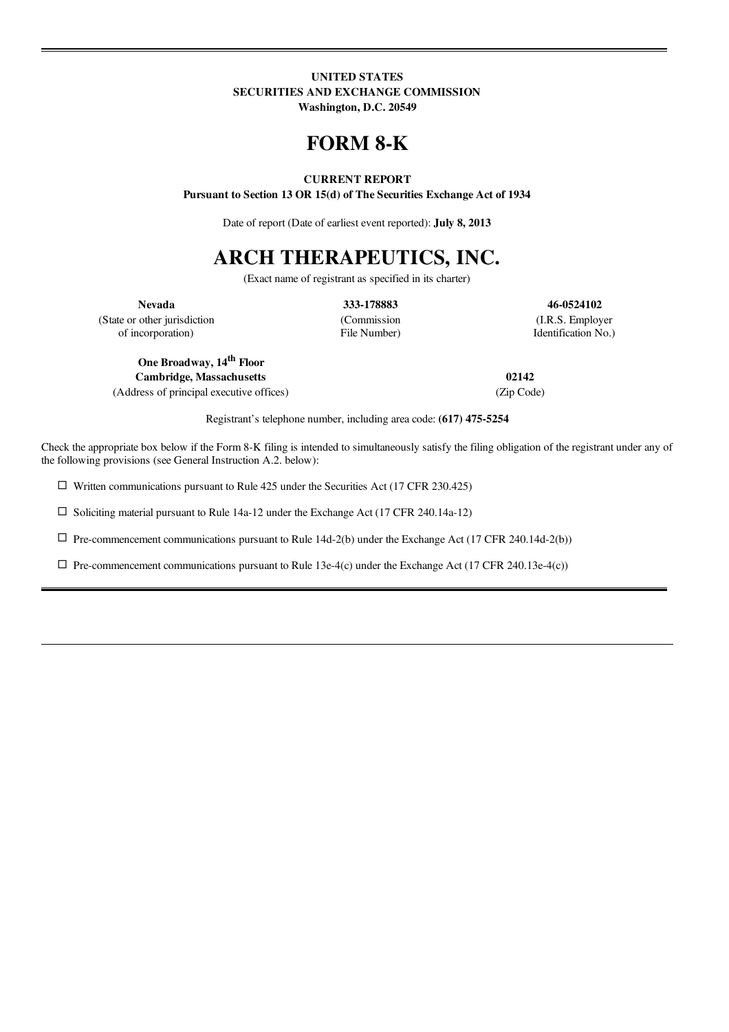**UNITED STATES**
**SECURITIES AND EXCHANGE COMMISSION**
**Washington, D.C. 20549**

# FORM 8-K

**CURRENT REPORT**
**Pursuant to Section 13 OR 15(d) of The Securities Exchange Act of 1934**

Date of report (Date of earliest event reported): **July 8, 2013**

# ARCH THERAPEUTICS, INC.

(Exact name of registrant as specified in its charter)

| **Nevada** | **333-178883** | **46-0524102** |
|---|---|---|
| (State or other jurisdiction of incorporation) | (Commission File Number) | (I.R.S. Employer Identification No.) |

| **One Broadway, 14th Floor** **Cambridge, Massachusetts** | **02142** |
|---|---|
| (Address of principal executive offices) | (Zip Code) |

Registrant's telephone number, including area code: **(617) 475-5254**

Check the appropriate box below if the Form 8-K filing is intended to simultaneously satisfy the filing obligation of the registrant under any of the following provisions (see General Instruction A.2. below):

☐ Written communications pursuant to Rule 425 under the Securities Act (17 CFR 230.425)

☐ Soliciting material pursuant to Rule 14a-12 under the Exchange Act (17 CFR 240.14a-12)

☐ Pre-commencement communications pursuant to Rule 14d-2(b) under the Exchange Act (17 CFR 240.14d-2(b))

☐ Pre-commencement communications pursuant to Rule 13e-4(c) under the Exchange Act (17 CFR 240.13e-4(c))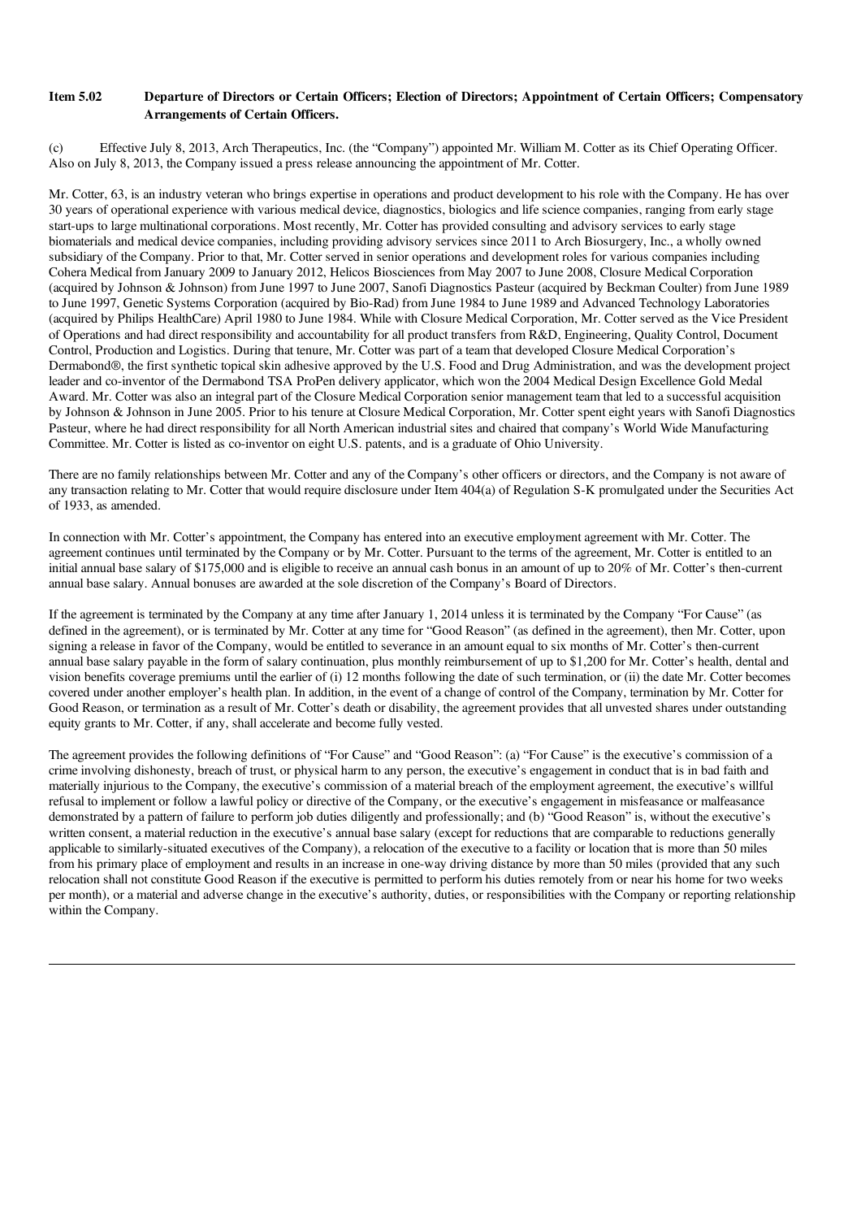**Item 5.02 Departure of Directors or Certain Officers; Election of Directors; Appointment of Certain Officers; Compensatory Arrangements of Certain Officers.**

(c) Effective July 8, 2013, Arch Therapeutics, Inc. (the "Company") appointed Mr. William M. Cotter as its Chief Operating Officer. Also on July 8, 2013, the Company issued a press release announcing the appointment of Mr. Cotter.

Mr. Cotter, 63, is an industry veteran who brings expertise in operations and product development to his role with the Company. He has over 30 years of operational experience with various medical device, diagnostics, biologics and life science companies, ranging from early stage start-ups to large multinational corporations. Most recently, Mr. Cotter has provided consulting and advisory services to early stage biomaterials and medical device companies, including providing advisory services since 2011 to Arch Biosurgery, Inc., a wholly owned subsidiary of the Company. Prior to that, Mr. Cotter served in senior operations and development roles for various companies including Cohera Medical from January 2009 to January 2012, Helicos Biosciences from May 2007 to June 2008, Closure Medical Corporation (acquired by Johnson & Johnson) from June 1997 to June 2007, Sanofi Diagnostics Pasteur (acquired by Beckman Coulter) from June 1989 to June 1997, Genetic Systems Corporation (acquired by Bio-Rad) from June 1984 to June 1989 and Advanced Technology Laboratories (acquired by Philips HealthCare) April 1980 to June 1984. While with Closure Medical Corporation, Mr. Cotter served as the Vice President of Operations and had direct responsibility and accountability for all product transfers from R&D, Engineering, Quality Control, Document Control, Production and Logistics. During that tenure, Mr. Cotter was part of a team that developed Closure Medical Corporation's Dermabond®, the first synthetic topical skin adhesive approved by the U.S. Food and Drug Administration, and was the development project leader and co-inventor of the Dermabond TSA ProPen delivery applicator, which won the 2004 Medical Design Excellence Gold Medal Award. Mr. Cotter was also an integral part of the Closure Medical Corporation senior management team that led to a successful acquisition by Johnson & Johnson in June 2005. Prior to his tenure at Closure Medical Corporation, Mr. Cotter spent eight years with Sanofi Diagnostics Pasteur, where he had direct responsibility for all North American industrial sites and chaired that company's World Wide Manufacturing Committee. Mr. Cotter is listed as co-inventor on eight U.S. patents, and is a graduate of Ohio University.

There are no family relationships between Mr. Cotter and any of the Company's other officers or directors, and the Company is not aware of any transaction relating to Mr. Cotter that would require disclosure under Item 404(a) of Regulation S-K promulgated under the Securities Act of 1933, as amended.

In connection with Mr. Cotter's appointment, the Company has entered into an executive employment agreement with Mr. Cotter. The agreement continues until terminated by the Company or by Mr. Cotter. Pursuant to the terms of the agreement, Mr. Cotter is entitled to an initial annual base salary of $175,000 and is eligible to receive an annual cash bonus in an amount of up to 20% of Mr. Cotter's then-current annual base salary. Annual bonuses are awarded at the sole discretion of the Company's Board of Directors.

If the agreement is terminated by the Company at any time after January 1, 2014 unless it is terminated by the Company "For Cause" (as defined in the agreement), or is terminated by Mr. Cotter at any time for "Good Reason" (as defined in the agreement), then Mr. Cotter, upon signing a release in favor of the Company, would be entitled to severance in an amount equal to six months of Mr. Cotter's then-current annual base salary payable in the form of salary continuation, plus monthly reimbursement of up to $1,200 for Mr. Cotter's health, dental and vision benefits coverage premiums until the earlier of (i) 12 months following the date of such termination, or (ii) the date Mr. Cotter becomes covered under another employer's health plan. In addition, in the event of a change of control of the Company, termination by Mr. Cotter for Good Reason, or termination as a result of Mr. Cotter's death or disability, the agreement provides that all unvested shares under outstanding equity grants to Mr. Cotter, if any, shall accelerate and become fully vested.

The agreement provides the following definitions of "For Cause" and "Good Reason": (a) "For Cause" is the executive's commission of a crime involving dishonesty, breach of trust, or physical harm to any person, the executive's engagement in conduct that is in bad faith and materially injurious to the Company, the executive's commission of a material breach of the employment agreement, the executive's willful refusal to implement or follow a lawful policy or directive of the Company, or the executive's engagement in misfeasance or malfeasance demonstrated by a pattern of failure to perform job duties diligently and professionally; and (b) "Good Reason" is, without the executive's written consent, a material reduction in the executive's annual base salary (except for reductions that are comparable to reductions generally applicable to similarly-situated executives of the Company), a relocation of the executive to a facility or location that is more than 50 miles from his primary place of employment and results in an increase in one-way driving distance by more than 50 miles (provided that any such relocation shall not constitute Good Reason if the executive is permitted to perform his duties remotely from or near his home for two weeks per month), or a material and adverse change in the executive's authority, duties, or responsibilities with the Company or reporting relationship within the Company.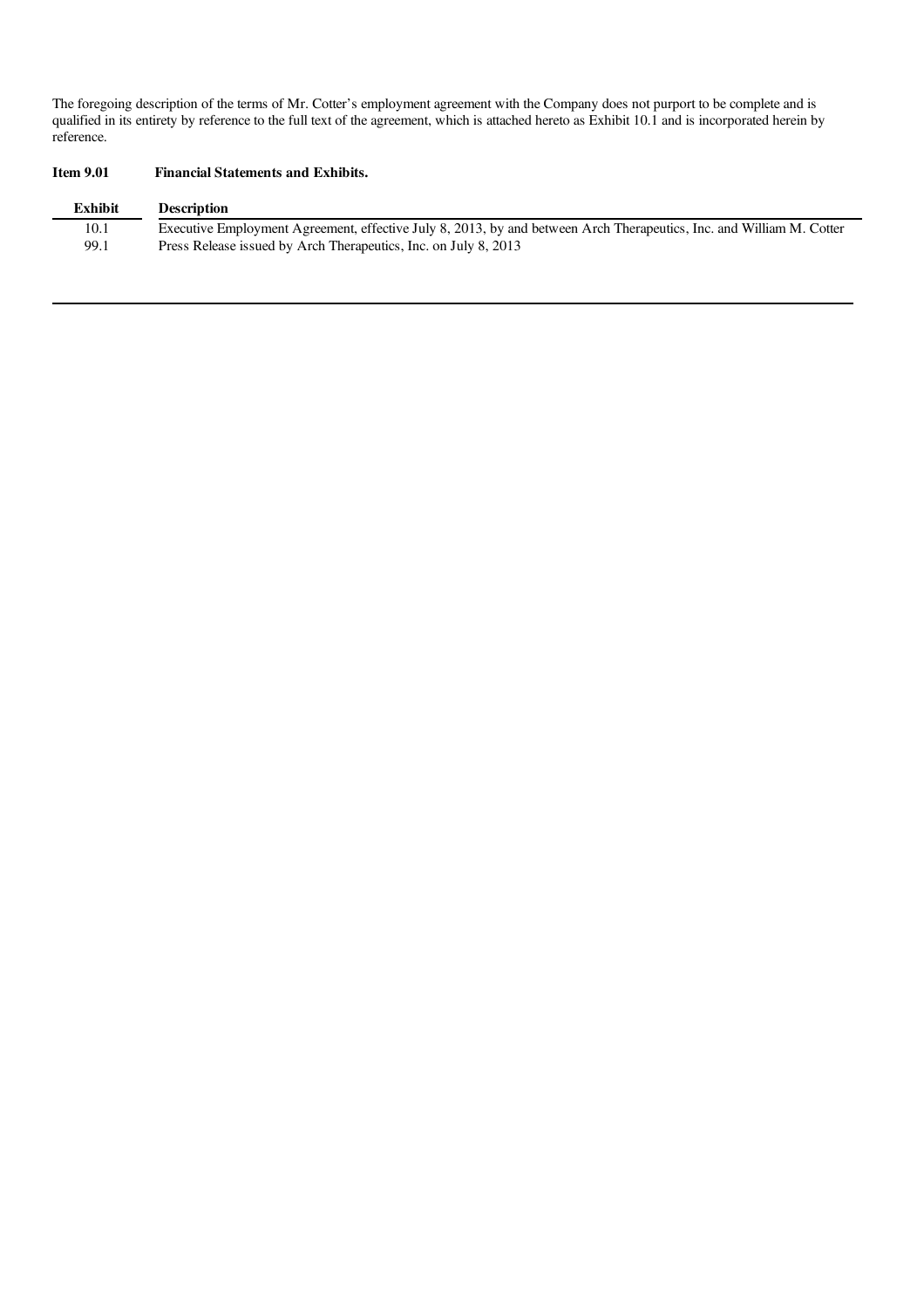The foregoing description of the terms of Mr. Cotter's employment agreement with the Company does not purport to be complete and is qualified in its entirety by reference to the full text of the agreement, which is attached hereto as Exhibit 10.1 and is incorporated herein by reference.

**Item 9.01 Financial Statements and Exhibits.**

| Exhibit | Description |
|---|---|
| 10.1 | Executive Employment Agreement, effective July 8, 2013, by and between Arch Therapeutics, Inc. and William M. Cotter |
| 99.1 | Press Release issued by Arch Therapeutics, Inc. on July 8, 2013 |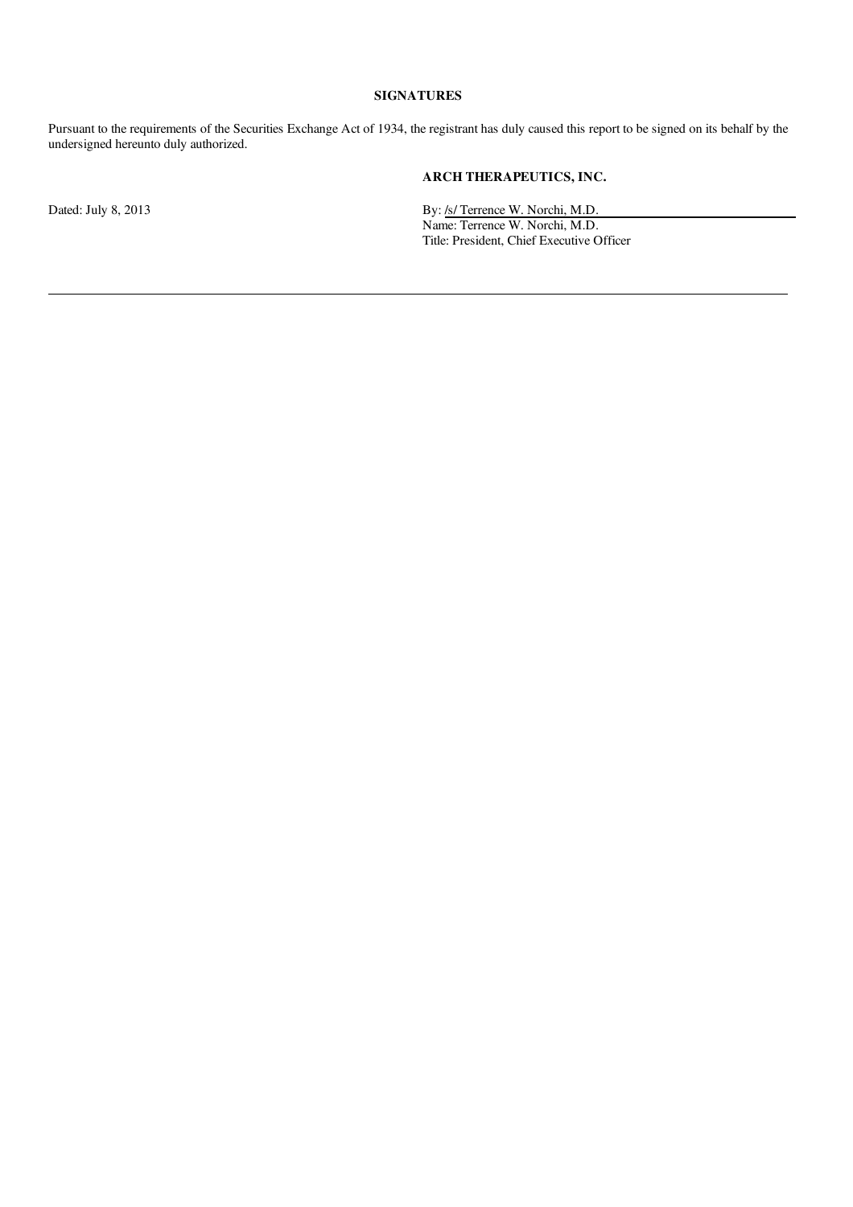**SIGNATURES**

Pursuant to the requirements of the Securities Exchange Act of 1934, the registrant has duly caused this report to be signed on its behalf by the undersigned hereunto duly authorized.

**ARCH THERAPEUTICS, INC.**

Dated: July 8, 2013

By: /s/ Terrence W. Norchi, M.D.
Name: Terrence W. Norchi, M.D.
Title: President, Chief Executive Officer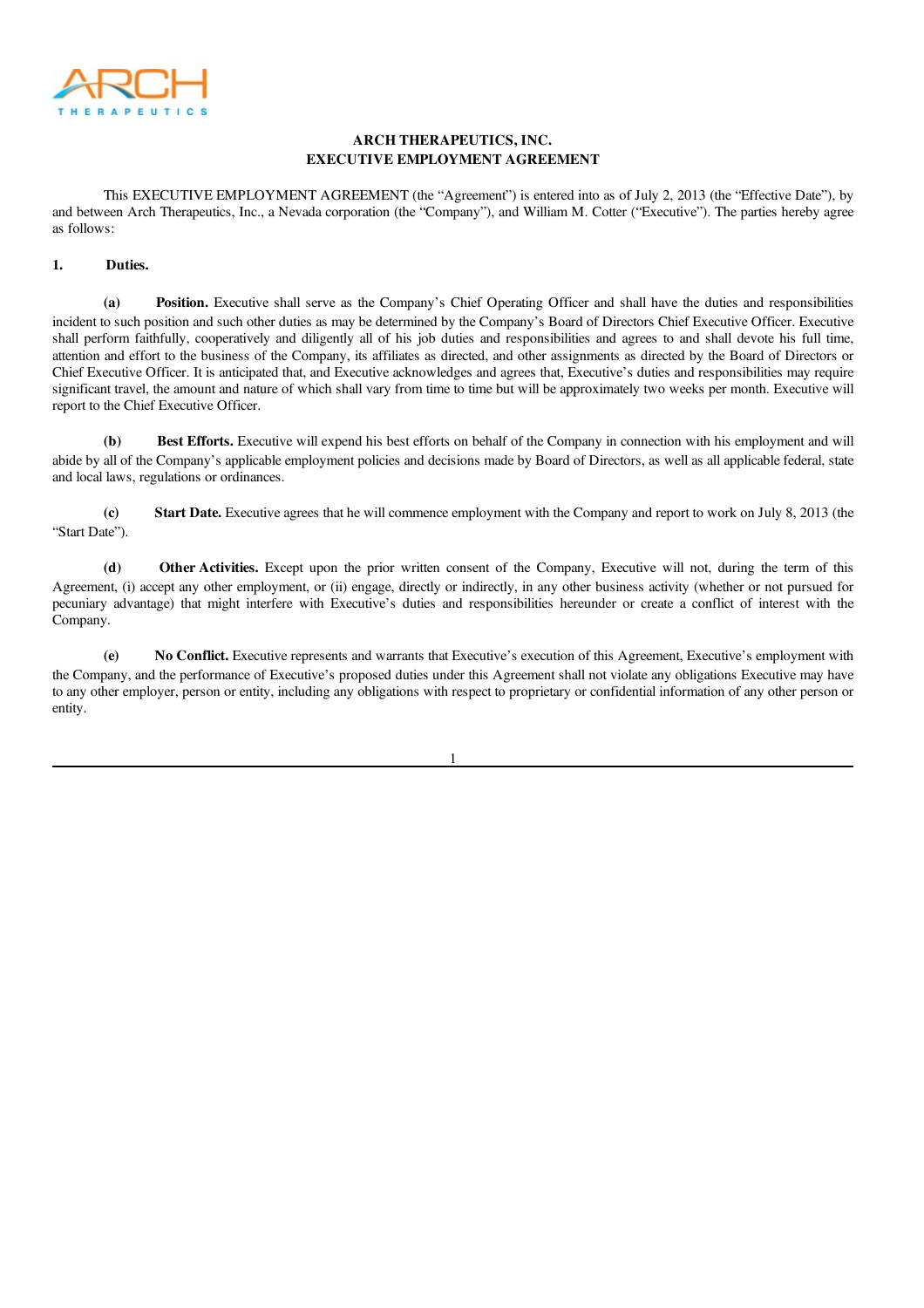ARCH THERAPEUTICS

**ARCH THERAPEUTICS, INC.**
**EXECUTIVE EMPLOYMENT AGREEMENT**

This EXECUTIVE EMPLOYMENT AGREEMENT (the "Agreement") is entered into as of July 2, 2013 (the "Effective Date"), by and between Arch Therapeutics, Inc., a Nevada corporation (the "Company"), and William M. Cotter ("Executive"). The parties hereby agree as follows:

**1. Duties.**

**(a) Position.** Executive shall serve as the Company's Chief Operating Officer and shall have the duties and responsibilities incident to such position and such other duties as may be determined by the Company's Board of Directors Chief Executive Officer. Executive shall perform faithfully, cooperatively and diligently all of his job duties and responsibilities and agrees to and shall devote his full time, attention and effort to the business of the Company, its affiliates as directed, and other assignments as directed by the Board of Directors or Chief Executive Officer. It is anticipated that, and Executive acknowledges and agrees that, Executive's duties and responsibilities may require significant travel, the amount and nature of which shall vary from time to time but will be approximately two weeks per month. Executive will report to the Chief Executive Officer.

**(b) Best Efforts.** Executive will expend his best efforts on behalf of the Company in connection with his employment and will abide by all of the Company's applicable employment policies and decisions made by Board of Directors, as well as all applicable federal, state and local laws, regulations or ordinances.

**(c) Start Date.** Executive agrees that he will commence employment with the Company and report to work on July 8, 2013 (the "Start Date").

**(d) Other Activities.** Except upon the prior written consent of the Company, Executive will not, during the term of this Agreement, (i) accept any other employment, or (ii) engage, directly or indirectly, in any other business activity (whether or not pursued for pecuniary advantage) that might interfere with Executive's duties and responsibilities hereunder or create a conflict of interest with the Company.

**(e) No Conflict.** Executive represents and warrants that Executive's execution of this Agreement, Executive's employment with the Company, and the performance of Executive's proposed duties under this Agreement shall not violate any obligations Executive may have to any other employer, person or entity, including any obligations with respect to proprietary or confidential information of any other person or entity.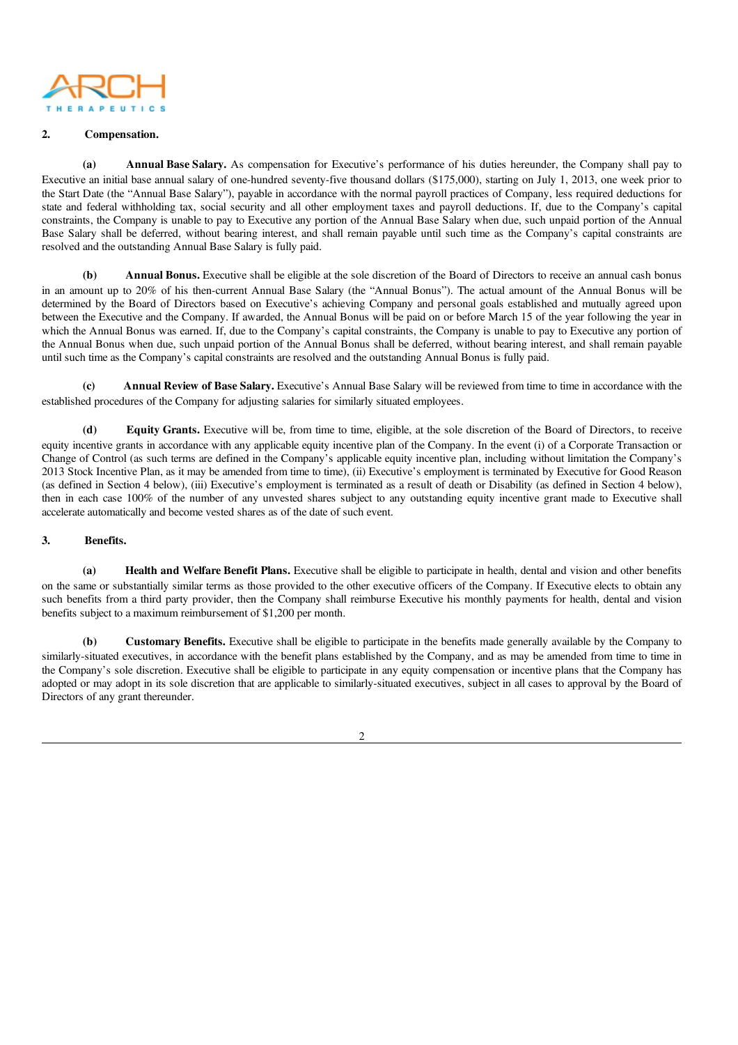**2. Compensation.**

**(a) Annual Base Salary.** As compensation for Executive's performance of his duties hereunder, the Company shall pay to Executive an initial base annual salary of one-hundred seventy-five thousand dollars ($175,000), starting on July 1, 2013, one week prior to the Start Date (the "Annual Base Salary"), payable in accordance with the normal payroll practices of Company, less required deductions for state and federal withholding tax, social security and all other employment taxes and payroll deductions. If, due to the Company's capital constraints, the Company is unable to pay to Executive any portion of the Annual Base Salary when due, such unpaid portion of the Annual Base Salary shall be deferred, without bearing interest, and shall remain payable until such time as the Company's capital constraints are resolved and the outstanding Annual Base Salary is fully paid.

**(b) Annual Bonus.** Executive shall be eligible at the sole discretion of the Board of Directors to receive an annual cash bonus in an amount up to 20% of his then-current Annual Base Salary (the "Annual Bonus"). The actual amount of the Annual Bonus will be determined by the Board of Directors based on Executive's achieving Company and personal goals established and mutually agreed upon between the Executive and the Company. If awarded, the Annual Bonus will be paid on or before March 15 of the year following the year in which the Annual Bonus was earned. If, due to the Company's capital constraints, the Company is unable to pay to Executive any portion of the Annual Bonus when due, such unpaid portion of the Annual Bonus shall be deferred, without bearing interest, and shall remain payable until such time as the Company's capital constraints are resolved and the outstanding Annual Bonus is fully paid.

**(c) Annual Review of Base Salary.** Executive's Annual Base Salary will be reviewed from time to time in accordance with the established procedures of the Company for adjusting salaries for similarly situated employees.

**(d) Equity Grants.** Executive will be, from time to time, eligible, at the sole discretion of the Board of Directors, to receive equity incentive grants in accordance with any applicable equity incentive plan of the Company. In the event (i) of a Corporate Transaction or Change of Control (as such terms are defined in the Company's applicable equity incentive plan, including without limitation the Company's 2013 Stock Incentive Plan, as it may be amended from time to time), (ii) Executive's employment is terminated by Executive for Good Reason (as defined in Section 4 below), (iii) Executive's employment is terminated as a result of death or Disability (as defined in Section 4 below), then in each case 100% of the number of any unvested shares subject to any outstanding equity incentive grant made to Executive shall accelerate automatically and become vested shares as of the date of such event.

**3. Benefits.**

**(a) Health and Welfare Benefit Plans.** Executive shall be eligible to participate in health, dental and vision and other benefits on the same or substantially similar terms as those provided to the other executive officers of the Company. If Executive elects to obtain any such benefits from a third party provider, then the Company shall reimburse Executive his monthly payments for health, dental and vision benefits subject to a maximum reimbursement of $1,200 per month.

**(b) Customary Benefits.** Executive shall be eligible to participate in the benefits made generally available by the Company to similarly-situated executives, in accordance with the benefit plans established by the Company, and as may be amended from time to time in the Company's sole discretion. Executive shall be eligible to participate in any equity compensation or incentive plans that the Company has adopted or may adopt in its sole discretion that are applicable to similarly-situated executives, subject in all cases to approval by the Board of Directors of any grant thereunder.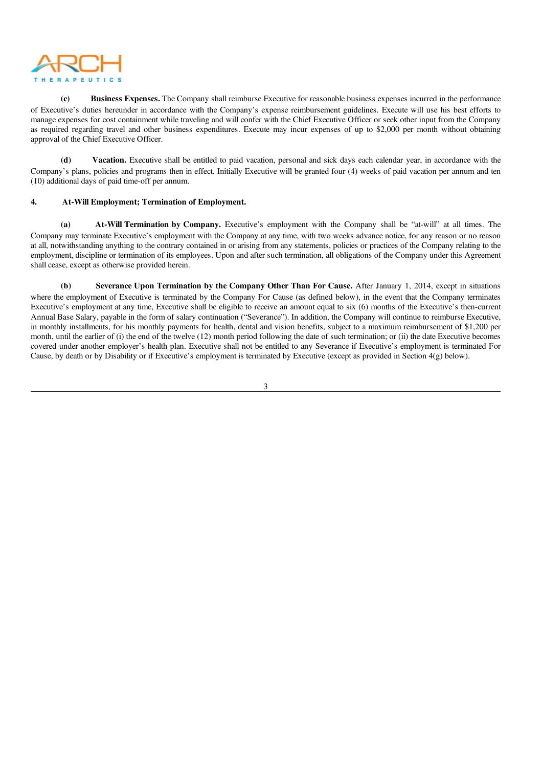**(c) Business Expenses.** The Company shall reimburse Executive for reasonable business expenses incurred in the performance of Executive's duties hereunder in accordance with the Company's expense reimbursement guidelines. Execute will use his best efforts to manage expenses for cost containment while traveling and will confer with the Chief Executive Officer or seek other input from the Company as required regarding travel and other business expenditures. Execute may incur expenses of up to $2,000 per month without obtaining approval of the Chief Executive Officer.

**(d) Vacation.** Executive shall be entitled to paid vacation, personal and sick days each calendar year, in accordance with the Company's plans, policies and programs then in effect. Initially Executive will be granted four (4) weeks of paid vacation per annum and ten (10) additional days of paid time-off per annum.

**4. At-Will Employment; Termination of Employment.**

**(a) At-Will Termination by Company.** Executive's employment with the Company shall be "at-will" at all times. The Company may terminate Executive's employment with the Company at any time, with two weeks advance notice, for any reason or no reason at all, notwithstanding anything to the contrary contained in or arising from any statements, policies or practices of the Company relating to the employment, discipline or termination of its employees. Upon and after such termination, all obligations of the Company under this Agreement shall cease, except as otherwise provided herein.

**(b) Severance Upon Termination by the Company Other Than For Cause.** After January 1, 2014, except in situations where the employment of Executive is terminated by the Company For Cause (as defined below), in the event that the Company terminates Executive's employment at any time, Executive shall be eligible to receive an amount equal to six (6) months of the Executive's then-current Annual Base Salary, payable in the form of salary continuation ("Severance"). In addition, the Company will continue to reimburse Executive, in monthly installments, for his monthly payments for health, dental and vision benefits, subject to a maximum reimbursement of $1,200 per month, until the earlier of (i) the end of the twelve (12) month period following the date of such termination; or (ii) the date Executive becomes covered under another employer's health plan. Executive shall not be entitled to any Severance if Executive's employment is terminated For Cause, by death or by Disability or if Executive's employment is terminated by Executive (except as provided in Section 4(g) below).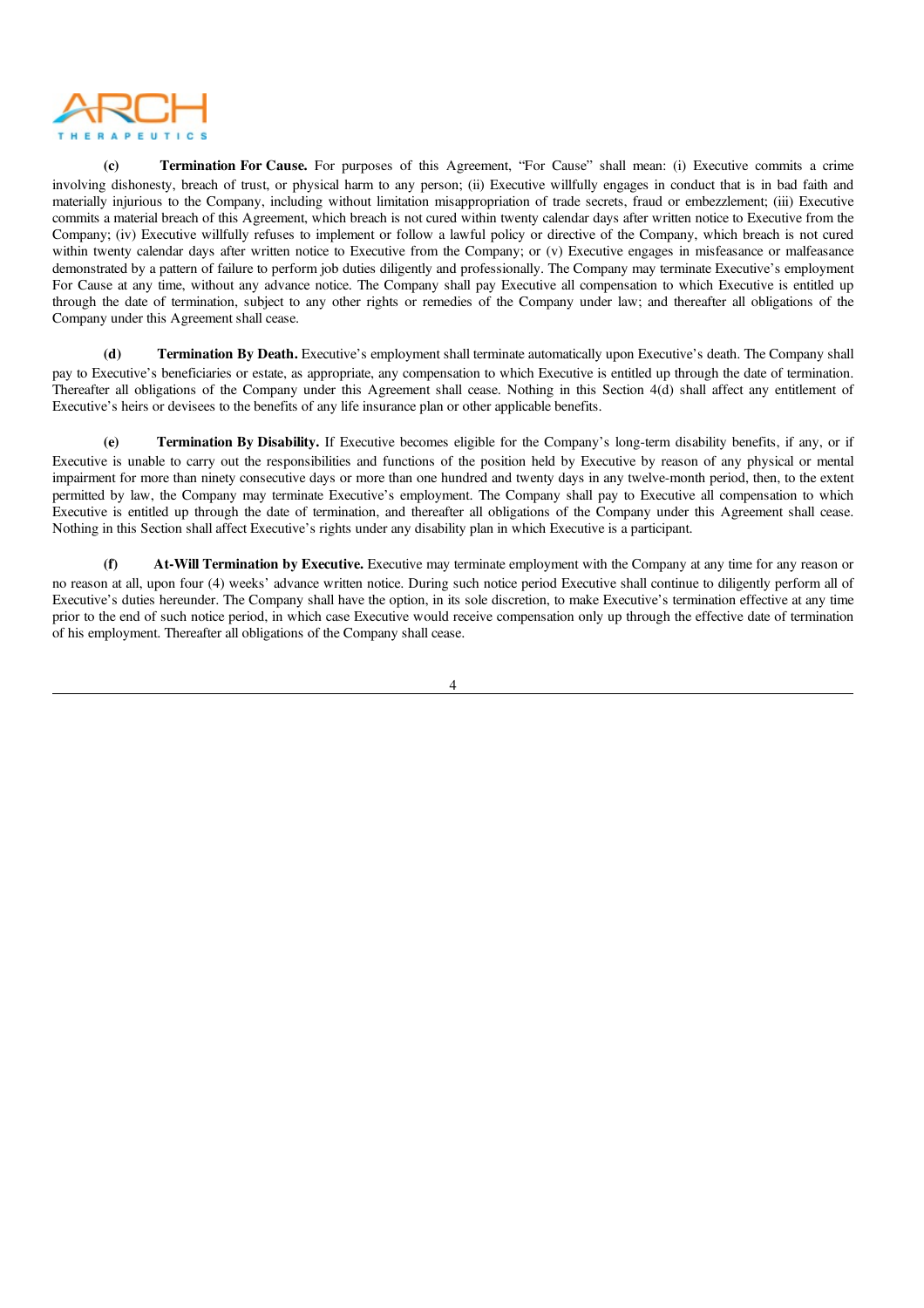**(c) Termination For Cause.** For purposes of this Agreement, "For Cause" shall mean: (i) Executive commits a crime involving dishonesty, breach of trust, or physical harm to any person; (ii) Executive willfully engages in conduct that is in bad faith and materially injurious to the Company, including without limitation misappropriation of trade secrets, fraud or embezzlement; (iii) Executive commits a material breach of this Agreement, which breach is not cured within twenty calendar days after written notice to Executive from the Company; (iv) Executive willfully refuses to implement or follow a lawful policy or directive of the Company, which breach is not cured within twenty calendar days after written notice to Executive from the Company; or (v) Executive engages in misfeasance or malfeasance demonstrated by a pattern of failure to perform job duties diligently and professionally. The Company may terminate Executive's employment For Cause at any time, without any advance notice. The Company shall pay Executive all compensation to which Executive is entitled up through the date of termination, subject to any other rights or remedies of the Company under law; and thereafter all obligations of the Company under this Agreement shall cease.

**(d) Termination By Death.** Executive's employment shall terminate automatically upon Executive's death. The Company shall pay to Executive's beneficiaries or estate, as appropriate, any compensation to which Executive is entitled up through the date of termination. Thereafter all obligations of the Company under this Agreement shall cease. Nothing in this Section 4(d) shall affect any entitlement of Executive's heirs or devisees to the benefits of any life insurance plan or other applicable benefits.

**(e) Termination By Disability.** If Executive becomes eligible for the Company's long-term disability benefits, if any, or if Executive is unable to carry out the responsibilities and functions of the position held by Executive by reason of any physical or mental impairment for more than ninety consecutive days or more than one hundred and twenty days in any twelve-month period, then, to the extent permitted by law, the Company may terminate Executive's employment. The Company shall pay to Executive all compensation to which Executive is entitled up through the date of termination, and thereafter all obligations of the Company under this Agreement shall cease. Nothing in this Section shall affect Executive's rights under any disability plan in which Executive is a participant.

**(f) At-Will Termination by Executive.** Executive may terminate employment with the Company at any time for any reason or no reason at all, upon four (4) weeks' advance written notice. During such notice period Executive shall continue to diligently perform all of Executive's duties hereunder. The Company shall have the option, in its sole discretion, to make Executive's termination effective at any time prior to the end of such notice period, in which case Executive would receive compensation only up through the effective date of termination of his employment. Thereafter all obligations of the Company shall cease.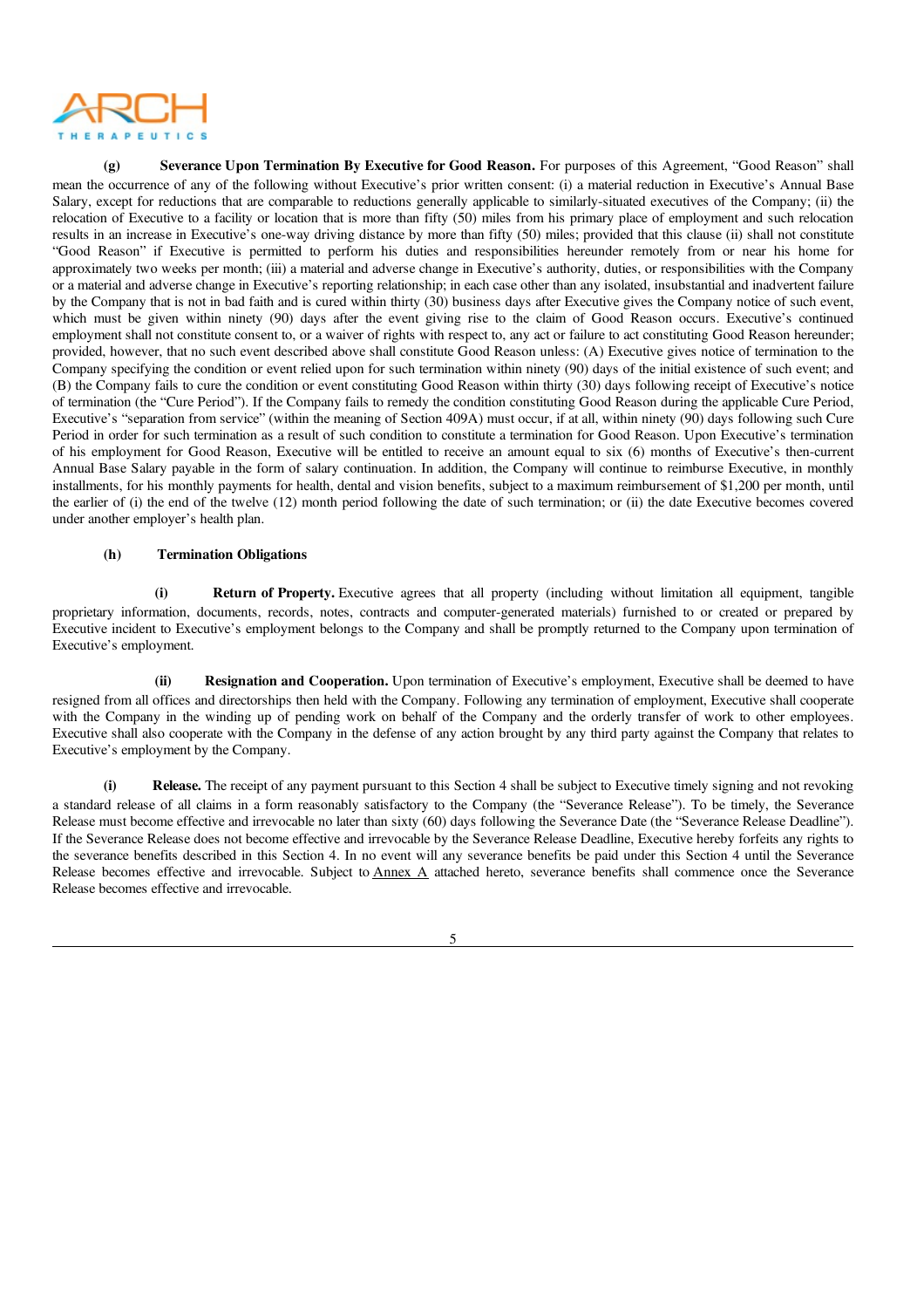**(g) Severance Upon Termination By Executive for Good Reason.** For purposes of this Agreement, "Good Reason" shall mean the occurrence of any of the following without Executive's prior written consent: (i) a material reduction in Executive's Annual Base Salary, except for reductions that are comparable to reductions generally applicable to similarly-situated executives of the Company; (ii) the relocation of Executive to a facility or location that is more than fifty (50) miles from his primary place of employment and such relocation results in an increase in Executive's one-way driving distance by more than fifty (50) miles; provided that this clause (ii) shall not constitute "Good Reason" if Executive is permitted to perform his duties and responsibilities hereunder remotely from or near his home for approximately two weeks per month; (iii) a material and adverse change in Executive's authority, duties, or responsibilities with the Company or a material and adverse change in Executive's reporting relationship; in each case other than any isolated, insubstantial and inadvertent failure by the Company that is not in bad faith and is cured within thirty (30) business days after Executive gives the Company notice of such event, which must be given within ninety (90) days after the event giving rise to the claim of Good Reason occurs. Executive's continued employment shall not constitute consent to, or a waiver of rights with respect to, any act or failure to act constituting Good Reason hereunder; provided, however, that no such event described above shall constitute Good Reason unless: (A) Executive gives notice of termination to the Company specifying the condition or event relied upon for such termination within ninety (90) days of the initial existence of such event; and (B) the Company fails to cure the condition or event constituting Good Reason within thirty (30) days following receipt of Executive's notice of termination (the "Cure Period"). If the Company fails to remedy the condition constituting Good Reason during the applicable Cure Period, Executive's "separation from service" (within the meaning of Section 409A) must occur, if at all, within ninety (90) days following such Cure Period in order for such termination as a result of such condition to constitute a termination for Good Reason. Upon Executive's termination of his employment for Good Reason, Executive will be entitled to receive an amount equal to six (6) months of Executive's then-current Annual Base Salary payable in the form of salary continuation. In addition, the Company will continue to reimburse Executive, in monthly installments, for his monthly payments for health, dental and vision benefits, subject to a maximum reimbursement of $1,200 per month, until the earlier of (i) the end of the twelve (12) month period following the date of such termination; or (ii) the date Executive becomes covered under another employer's health plan.

**(h) Termination Obligations**

**(i) Return of Property.** Executive agrees that all property (including without limitation all equipment, tangible proprietary information, documents, records, notes, contracts and computer-generated materials) furnished to or created or prepared by Executive incident to Executive's employment belongs to the Company and shall be promptly returned to the Company upon termination of Executive's employment.

**(ii) Resignation and Cooperation.** Upon termination of Executive's employment, Executive shall be deemed to have resigned from all offices and directorships then held with the Company. Following any termination of employment, Executive shall cooperate with the Company in the winding up of pending work on behalf of the Company and the orderly transfer of work to other employees. Executive shall also cooperate with the Company in the defense of any action brought by any third party against the Company that relates to Executive's employment by the Company.

**(i) Release.** The receipt of any payment pursuant to this Section 4 shall be subject to Executive timely signing and not revoking a standard release of all claims in a form reasonably satisfactory to the Company (the "Severance Release"). To be timely, the Severance Release must become effective and irrevocable no later than sixty (60) days following the Severance Date (the "Severance Release Deadline"). If the Severance Release does not become effective and irrevocable by the Severance Release Deadline, Executive hereby forfeits any rights to the severance benefits described in this Section 4. In no event will any severance benefits be paid under this Section 4 until the Severance Release becomes effective and irrevocable. Subject to Annex A attached hereto, severance benefits shall commence once the Severance Release becomes effective and irrevocable.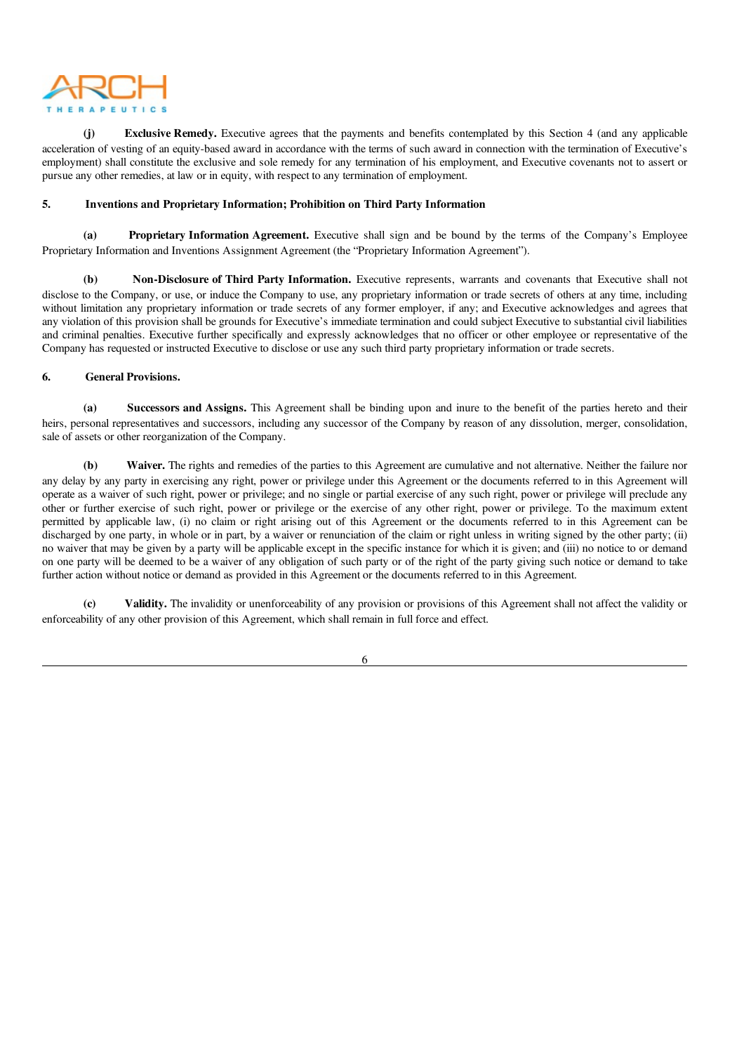**(j) Exclusive Remedy.** Executive agrees that the payments and benefits contemplated by this Section 4 (and any applicable acceleration of vesting of an equity-based award in accordance with the terms of such award in connection with the termination of Executive's employment) shall constitute the exclusive and sole remedy for any termination of his employment, and Executive covenants not to assert or pursue any other remedies, at law or in equity, with respect to any termination of employment.

**5. Inventions and Proprietary Information; Prohibition on Third Party Information**

**(a) Proprietary Information Agreement.** Executive shall sign and be bound by the terms of the Company's Employee Proprietary Information and Inventions Assignment Agreement (the "Proprietary Information Agreement").

**(b) Non-Disclosure of Third Party Information.** Executive represents, warrants and covenants that Executive shall not disclose to the Company, or use, or induce the Company to use, any proprietary information or trade secrets of others at any time, including without limitation any proprietary information or trade secrets of any former employer, if any; and Executive acknowledges and agrees that any violation of this provision shall be grounds for Executive's immediate termination and could subject Executive to substantial civil liabilities and criminal penalties. Executive further specifically and expressly acknowledges that no officer or other employee or representative of the Company has requested or instructed Executive to disclose or use any such third party proprietary information or trade secrets.

**6. General Provisions.**

**(a) Successors and Assigns.** This Agreement shall be binding upon and inure to the benefit of the parties hereto and their heirs, personal representatives and successors, including any successor of the Company by reason of any dissolution, merger, consolidation, sale of assets or other reorganization of the Company.

**(b) Waiver.** The rights and remedies of the parties to this Agreement are cumulative and not alternative. Neither the failure nor any delay by any party in exercising any right, power or privilege under this Agreement or the documents referred to in this Agreement will operate as a waiver of such right, power or privilege; and no single or partial exercise of any such right, power or privilege will preclude any other or further exercise of such right, power or privilege or the exercise of any other right, power or privilege. To the maximum extent permitted by applicable law, (i) no claim or right arising out of this Agreement or the documents referred to in this Agreement can be discharged by one party, in whole or in part, by a waiver or renunciation of the claim or right unless in writing signed by the other party; (ii) no waiver that may be given by a party will be applicable except in the specific instance for which it is given; and (iii) no notice to or demand on one party will be deemed to be a waiver of any obligation of such party or of the right of the party giving such notice or demand to take further action without notice or demand as provided in this Agreement or the documents referred to in this Agreement.

**(c) Validity.** The invalidity or unenforceability of any provision or provisions of this Agreement shall not affect the validity or enforceability of any other provision of this Agreement, which shall remain in full force and effect.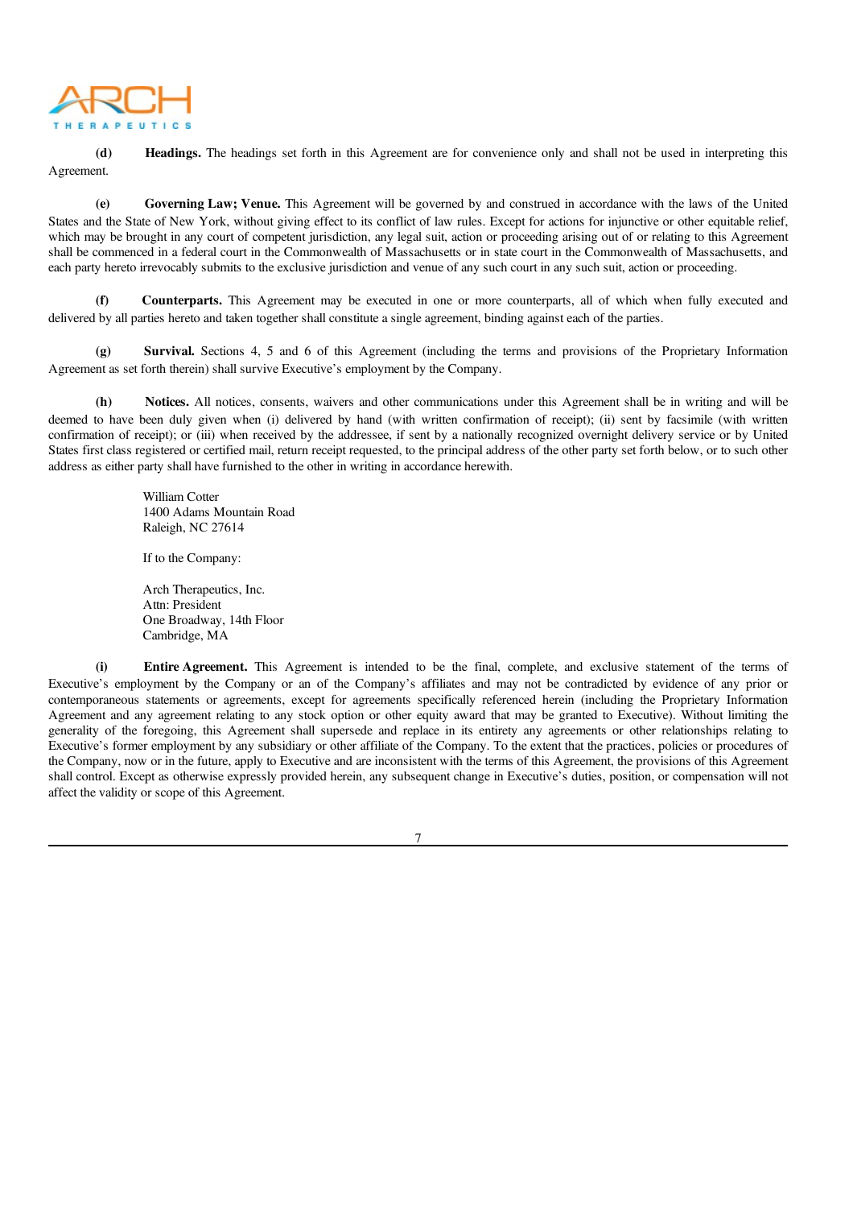**(d)** **Headings.** The headings set forth in this Agreement are for convenience only and shall not be used in interpreting this Agreement.

**(e)** **Governing Law; Venue.** This Agreement will be governed by and construed in accordance with the laws of the United States and the State of New York, without giving effect to its conflict of law rules. Except for actions for injunctive or other equitable relief, which may be brought in any court of competent jurisdiction, any legal suit, action or proceeding arising out of or relating to this Agreement shall be commenced in a federal court in the Commonwealth of Massachusetts or in state court in the Commonwealth of Massachusetts, and each party hereto irrevocably submits to the exclusive jurisdiction and venue of any such court in any such suit, action or proceeding.

**(f)** **Counterparts.** This Agreement may be executed in one or more counterparts, all of which when fully executed and delivered by all parties hereto and taken together shall constitute a single agreement, binding against each of the parties.

**(g)** **Survival.** Sections 4, 5 and 6 of this Agreement (including the terms and provisions of the Proprietary Information Agreement as set forth therein) shall survive Executive's employment by the Company.

**(h)** **Notices.** All notices, consents, waivers and other communications under this Agreement shall be in writing and will be deemed to have been duly given when (i) delivered by hand (with written confirmation of receipt); (ii) sent by facsimile (with written confirmation of receipt); or (iii) when received by the addressee, if sent by a nationally recognized overnight delivery service or by United States first class registered or certified mail, return receipt requested, to the principal address of the other party set forth below, or to such other address as either party shall have furnished to the other in writing in accordance herewith.

William Cotter
1400 Adams Mountain Road
Raleigh, NC 27614

If to the Company:

Arch Therapeutics, Inc.
Attn: President
One Broadway, 14th Floor
Cambridge, MA

**(i)** **Entire Agreement.** This Agreement is intended to be the final, complete, and exclusive statement of the terms of Executive's employment by the Company or an of the Company's affiliates and may not be contradicted by evidence of any prior or contemporaneous statements or agreements, except for agreements specifically referenced herein (including the Proprietary Information Agreement and any agreement relating to any stock option or other equity award that may be granted to Executive). Without limiting the generality of the foregoing, this Agreement shall supersede and replace in its entirety any agreements or other relationships relating to Executive's former employment by any subsidiary or other affiliate of the Company. To the extent that the practices, policies or procedures of the Company, now or in the future, apply to Executive and are inconsistent with the terms of this Agreement, the provisions of this Agreement shall control. Except as otherwise expressly provided herein, any subsequent change in Executive's duties, position, or compensation will not affect the validity or scope of this Agreement.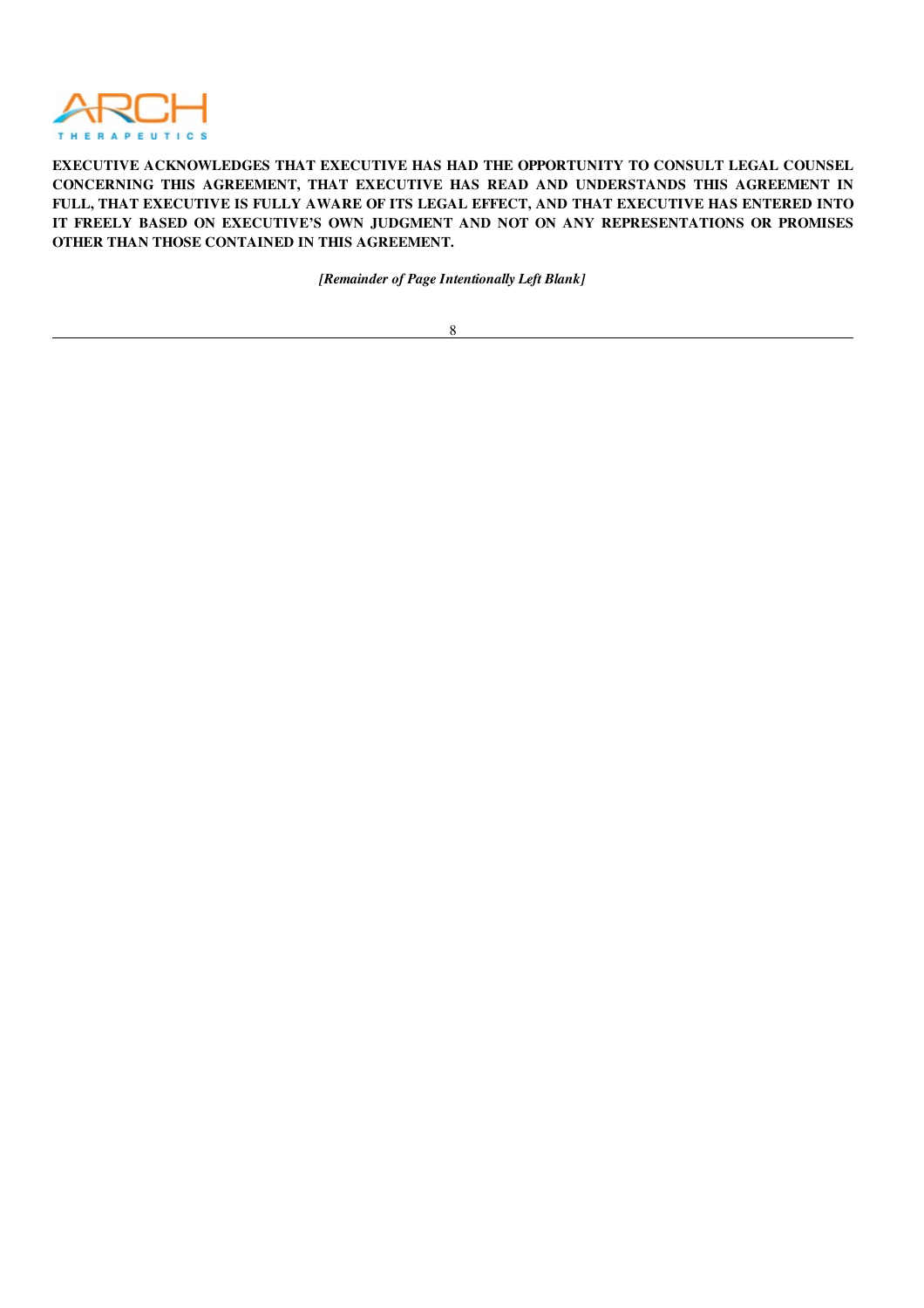**EXECUTIVE ACKNOWLEDGES THAT EXECUTIVE HAS HAD THE OPPORTUNITY TO CONSULT LEGAL COUNSEL CONCERNING THIS AGREEMENT, THAT EXECUTIVE HAS READ AND UNDERSTANDS THIS AGREEMENT IN FULL, THAT EXECUTIVE IS FULLY AWARE OF ITS LEGAL EFFECT, AND THAT EXECUTIVE HAS ENTERED INTO IT FREELY BASED ON EXECUTIVE'S OWN JUDGMENT AND NOT ON ANY REPRESENTATIONS OR PROMISES OTHER THAN THOSE CONTAINED IN THIS AGREEMENT.**

***[Remainder of Page Intentionally Left Blank]***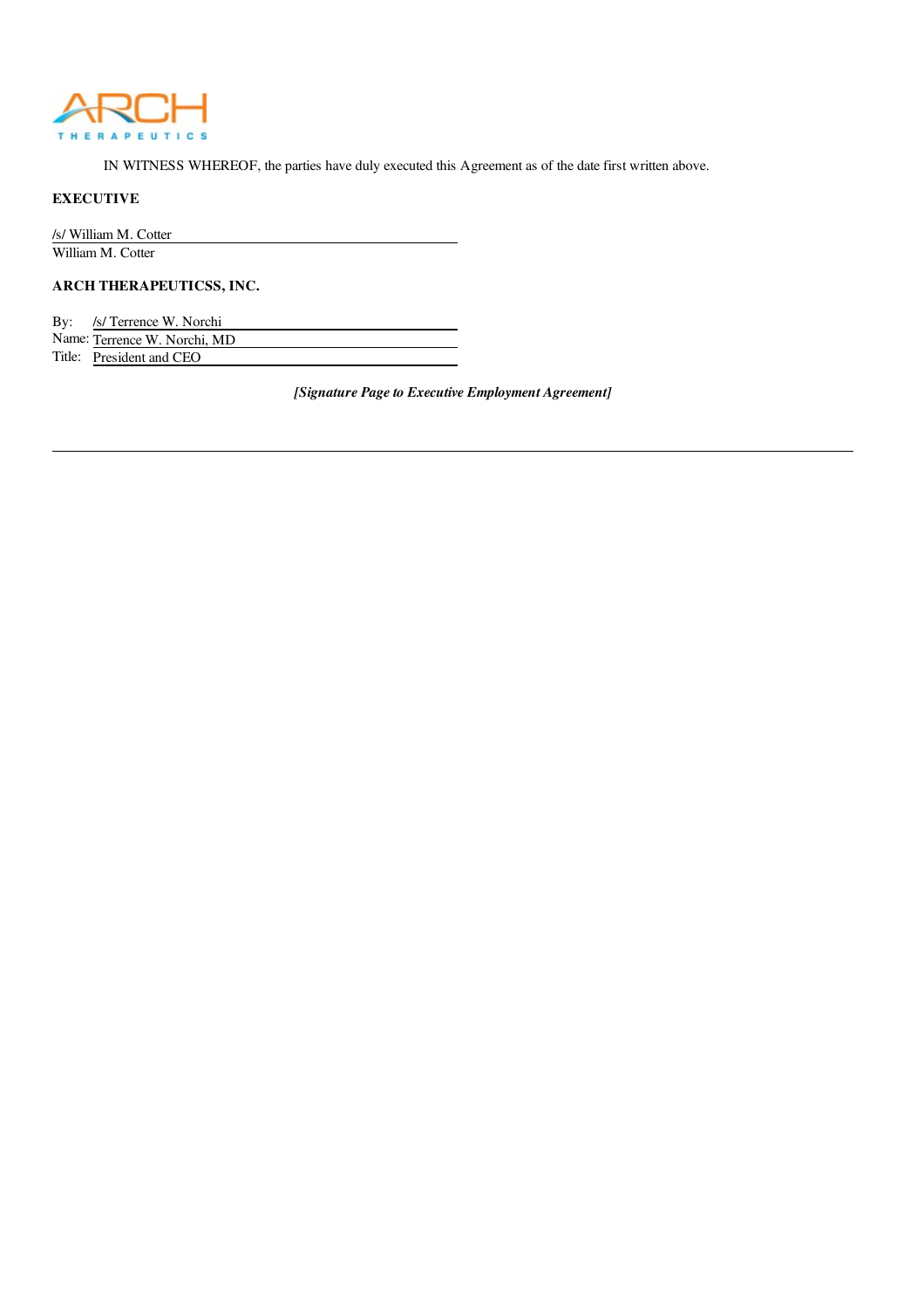IN WITNESS WHEREOF, the parties have duly executed this Agreement as of the date first written above.

**EXECUTIVE**

/s/ William M. Cotter
William M. Cotter

**ARCH THERAPEUTICSS, INC.**

By: /s/ Terrence W. Norchi
Name: Terrence W. Norchi, MD
Title: President and CEO

***[Signature Page to Executive Employment Agreement]***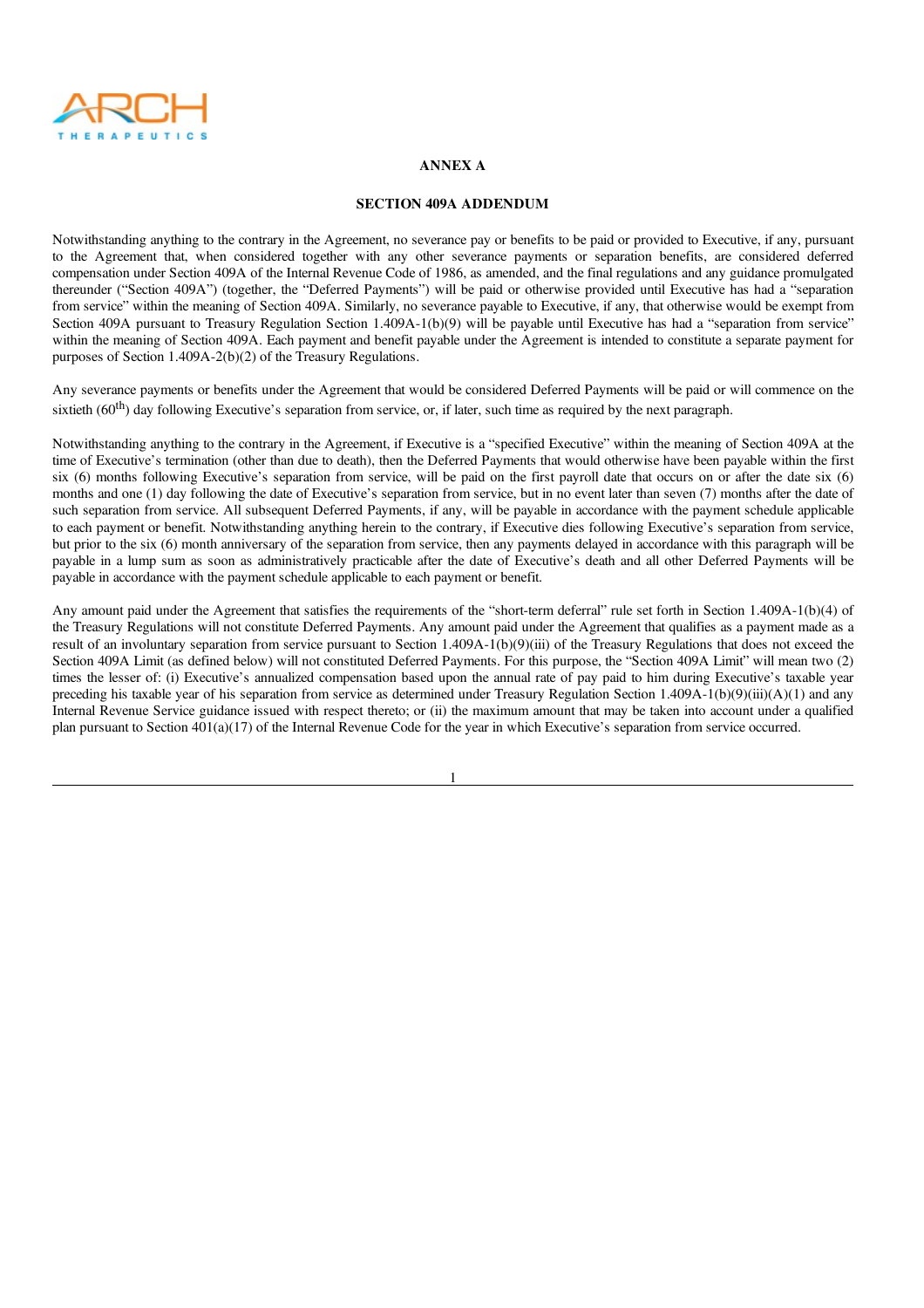## ANNEX A

## SECTION 409A ADDENDUM

Notwithstanding anything to the contrary in the Agreement, no severance pay or benefits to be paid or provided to Executive, if any, pursuant to the Agreement that, when considered together with any other severance payments or separation benefits, are considered deferred compensation under Section 409A of the Internal Revenue Code of 1986, as amended, and the final regulations and any guidance promulgated thereunder ("Section 409A") (together, the "Deferred Payments") will be paid or otherwise provided until Executive has had a "separation from service" within the meaning of Section 409A. Similarly, no severance payable to Executive, if any, that otherwise would be exempt from Section 409A pursuant to Treasury Regulation Section 1.409A-1(b)(9) will be payable until Executive has had a "separation from service" within the meaning of Section 409A. Each payment and benefit payable under the Agreement is intended to constitute a separate payment for purposes of Section 1.409A-2(b)(2) of the Treasury Regulations.

Any severance payments or benefits under the Agreement that would be considered Deferred Payments will be paid or will commence on the sixtieth (60th) day following Executive's separation from service, or, if later, such time as required by the next paragraph.

Notwithstanding anything to the contrary in the Agreement, if Executive is a "specified Executive" within the meaning of Section 409A at the time of Executive's termination (other than due to death), then the Deferred Payments that would otherwise have been payable within the first six (6) months following Executive's separation from service, will be paid on the first payroll date that occurs on or after the date six (6) months and one (1) day following the date of Executive's separation from service, but in no event later than seven (7) months after the date of such separation from service. All subsequent Deferred Payments, if any, will be payable in accordance with the payment schedule applicable to each payment or benefit. Notwithstanding anything herein to the contrary, if Executive dies following Executive's separation from service, but prior to the six (6) month anniversary of the separation from service, then any payments delayed in accordance with this paragraph will be payable in a lump sum as soon as administratively practicable after the date of Executive's death and all other Deferred Payments will be payable in accordance with the payment schedule applicable to each payment or benefit.

Any amount paid under the Agreement that satisfies the requirements of the "short-term deferral" rule set forth in Section 1.409A-1(b)(4) of the Treasury Regulations will not constitute Deferred Payments. Any amount paid under the Agreement that qualifies as a payment made as a result of an involuntary separation from service pursuant to Section 1.409A-1(b)(9)(iii) of the Treasury Regulations that does not exceed the Section 409A Limit (as defined below) will not constituted Deferred Payments. For this purpose, the "Section 409A Limit" will mean two (2) times the lesser of: (i) Executive's annualized compensation based upon the annual rate of pay paid to him during Executive's taxable year preceding his taxable year of his separation from service as determined under Treasury Regulation Section 1.409A-1(b)(9)(iii)(A)(1) and any Internal Revenue Service guidance issued with respect thereto; or (ii) the maximum amount that may be taken into account under a qualified plan pursuant to Section 401(a)(17) of the Internal Revenue Code for the year in which Executive's separation from service occurred.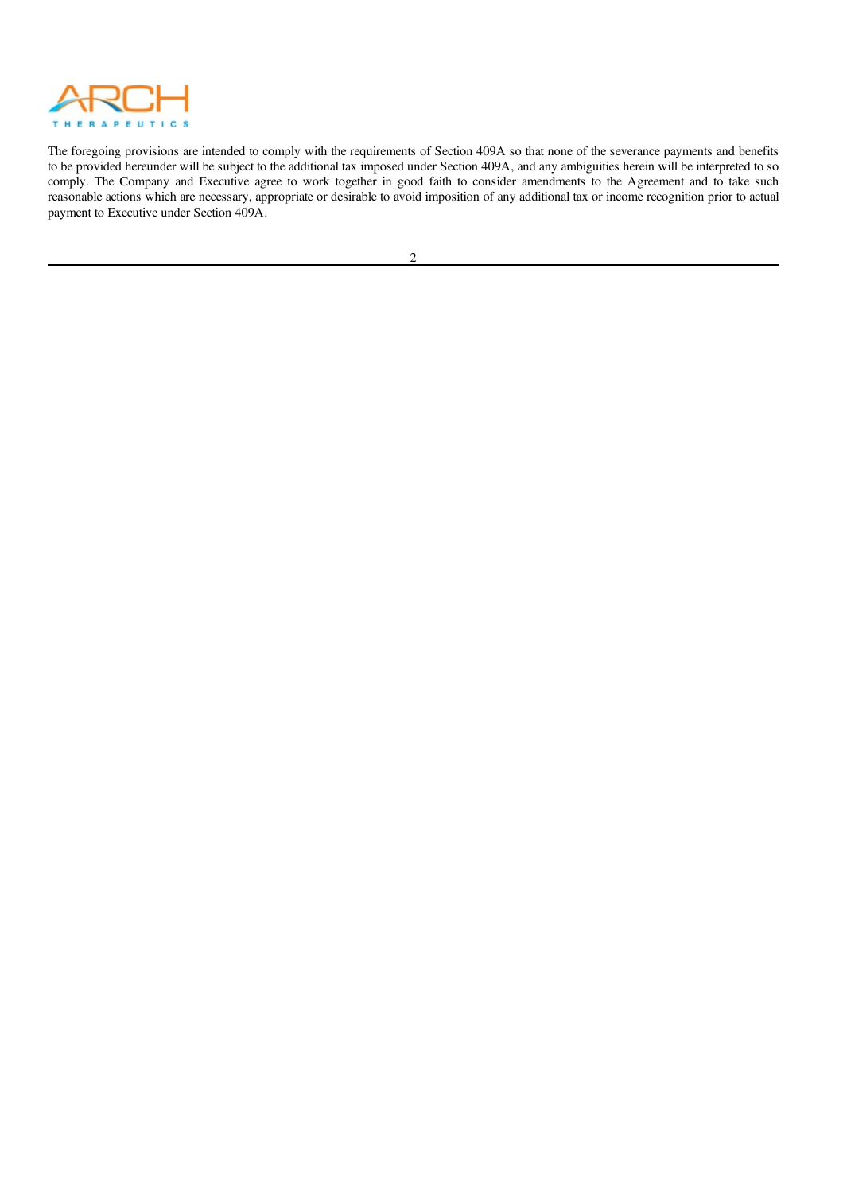The foregoing provisions are intended to comply with the requirements of Section 409A so that none of the severance payments and benefits to be provided hereunder will be subject to the additional tax imposed under Section 409A, and any ambiguities herein will be interpreted to so comply. The Company and Executive agree to work together in good faith to consider amendments to the Agreement and to take such reasonable actions which are necessary, appropriate or desirable to avoid imposition of any additional tax or income recognition prior to actual payment to Executive under Section 409A.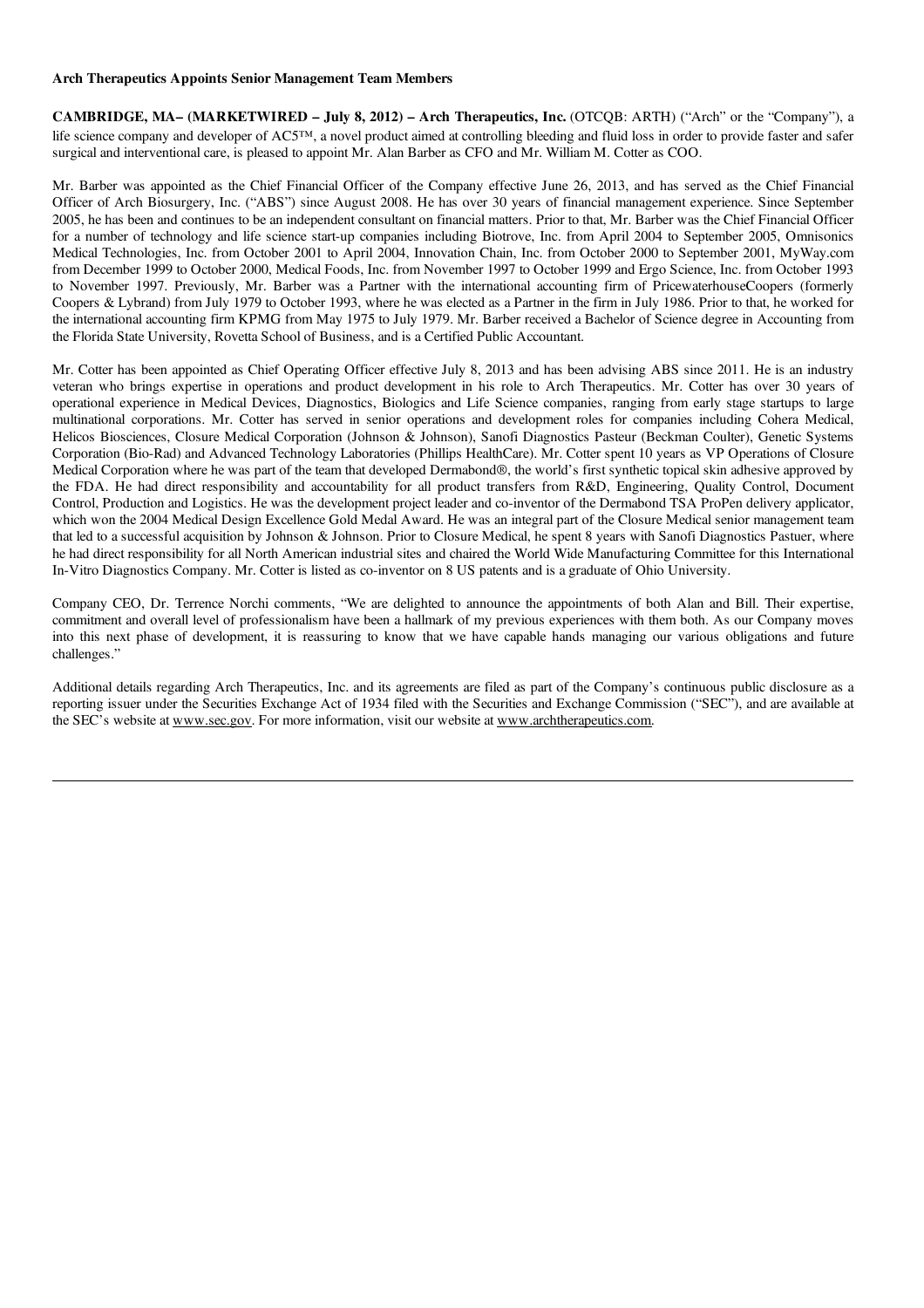**Arch Therapeutics Appoints Senior Management Team Members**

**CAMBRIDGE, MA– (MARKETWIRED – July 8, 2012) – Arch Therapeutics, Inc.** (OTCQB: ARTH) ("Arch" or the "Company"), a life science company and developer of AC5™, a novel product aimed at controlling bleeding and fluid loss in order to provide faster and safer surgical and interventional care, is pleased to appoint Mr. Alan Barber as CFO and Mr. William M. Cotter as COO.

Mr. Barber was appointed as the Chief Financial Officer of the Company effective June 26, 2013, and has served as the Chief Financial Officer of Arch Biosurgery, Inc. ("ABS") since August 2008. He has over 30 years of financial management experience. Since September 2005, he has been and continues to be an independent consultant on financial matters. Prior to that, Mr. Barber was the Chief Financial Officer for a number of technology and life science start-up companies including Biotrove, Inc. from April 2004 to September 2005, Omnisonics Medical Technologies, Inc. from October 2001 to April 2004, Innovation Chain, Inc. from October 2000 to September 2001, MyWay.com from December 1999 to October 2000, Medical Foods, Inc. from November 1997 to October 1999 and Ergo Science, Inc. from October 1993 to November 1997. Previously, Mr. Barber was a Partner with the international accounting firm of PricewaterhouseCoopers (formerly Coopers & Lybrand) from July 1979 to October 1993, where he was elected as a Partner in the firm in July 1986. Prior to that, he worked for the international accounting firm KPMG from May 1975 to July 1979. Mr. Barber received a Bachelor of Science degree in Accounting from the Florida State University, Rovetta School of Business, and is a Certified Public Accountant.

Mr. Cotter has been appointed as Chief Operating Officer effective July 8, 2013 and has been advising ABS since 2011. He is an industry veteran who brings expertise in operations and product development in his role to Arch Therapeutics. Mr. Cotter has over 30 years of operational experience in Medical Devices, Diagnostics, Biologics and Life Science companies, ranging from early stage startups to large multinational corporations. Mr. Cotter has served in senior operations and development roles for companies including Cohera Medical, Helicos Biosciences, Closure Medical Corporation (Johnson & Johnson), Sanofi Diagnostics Pasteur (Beckman Coulter), Genetic Systems Corporation (Bio-Rad) and Advanced Technology Laboratories (Phillips HealthCare). Mr. Cotter spent 10 years as VP Operations of Closure Medical Corporation where he was part of the team that developed Dermabond®, the world's first synthetic topical skin adhesive approved by the FDA. He had direct responsibility and accountability for all product transfers from R&D, Engineering, Quality Control, Document Control, Production and Logistics. He was the development project leader and co-inventor of the Dermabond TSA ProPen delivery applicator, which won the 2004 Medical Design Excellence Gold Medal Award. He was an integral part of the Closure Medical senior management team that led to a successful acquisition by Johnson & Johnson. Prior to Closure Medical, he spent 8 years with Sanofi Diagnostics Pastuer, where he had direct responsibility for all North American industrial sites and chaired the World Wide Manufacturing Committee for this International In-Vitro Diagnostics Company. Mr. Cotter is listed as co-inventor on 8 US patents and is a graduate of Ohio University.

Company CEO, Dr. Terrence Norchi comments, "We are delighted to announce the appointments of both Alan and Bill. Their expertise, commitment and overall level of professionalism have been a hallmark of my previous experiences with them both. As our Company moves into this next phase of development, it is reassuring to know that we have capable hands managing our various obligations and future challenges."

Additional details regarding Arch Therapeutics, Inc. and its agreements are filed as part of the Company's continuous public disclosure as a reporting issuer under the Securities Exchange Act of 1934 filed with the Securities and Exchange Commission ("SEC"), and are available at the SEC's website at www.sec.gov. For more information, visit our website at www.archtherapeutics.com.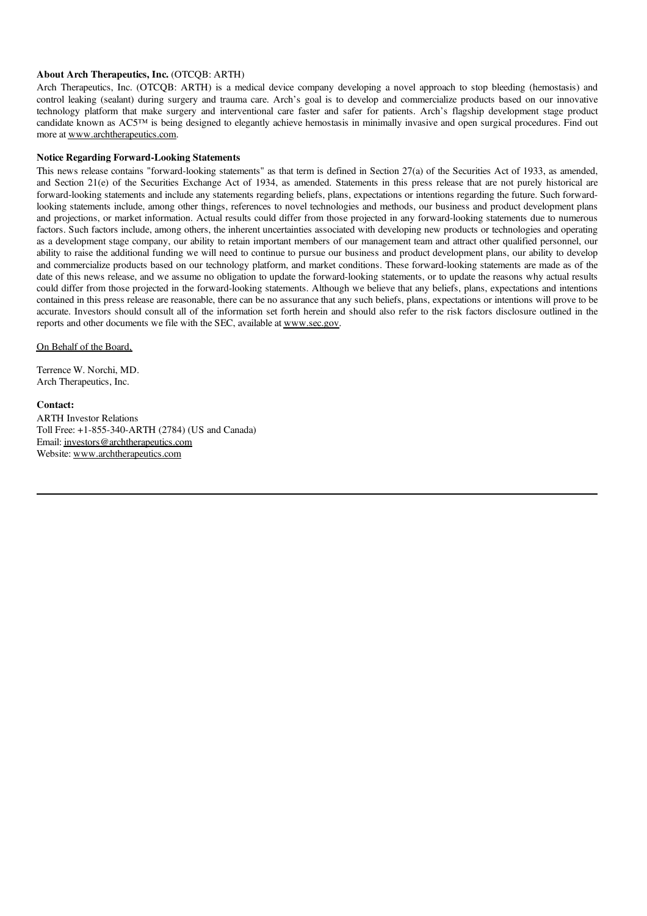**About Arch Therapeutics, Inc.** (OTCQB: ARTH)

Arch Therapeutics, Inc. (OTCQB: ARTH) is a medical device company developing a novel approach to stop bleeding (hemostasis) and control leaking (sealant) during surgery and trauma care. Arch's goal is to develop and commercialize products based on our innovative technology platform that make surgery and interventional care faster and safer for patients. Arch's flagship development stage product candidate known as AC5™ is being designed to elegantly achieve hemostasis in minimally invasive and open surgical procedures. Find out more at www.archtherapeutics.com.

**Notice Regarding Forward-Looking Statements**

This news release contains "forward-looking statements" as that term is defined in Section 27(a) of the Securities Act of 1933, as amended, and Section 21(e) of the Securities Exchange Act of 1934, as amended. Statements in this press release that are not purely historical are forward-looking statements and include any statements regarding beliefs, plans, expectations or intentions regarding the future. Such forward-looking statements include, among other things, references to novel technologies and methods, our business and product development plans and projections, or market information. Actual results could differ from those projected in any forward-looking statements due to numerous factors. Such factors include, among others, the inherent uncertainties associated with developing new products or technologies and operating as a development stage company, our ability to retain important members of our management team and attract other qualified personnel, our ability to raise the additional funding we will need to continue to pursue our business and product development plans, our ability to develop and commercialize products based on our technology platform, and market conditions. These forward-looking statements are made as of the date of this news release, and we assume no obligation to update the forward-looking statements, or to update the reasons why actual results could differ from those projected in the forward-looking statements. Although we believe that any beliefs, plans, expectations and intentions contained in this press release are reasonable, there can be no assurance that any such beliefs, plans, expectations or intentions will prove to be accurate. Investors should consult all of the information set forth herein and should also refer to the risk factors disclosure outlined in the reports and other documents we file with the SEC, available at www.sec.gov.

On Behalf of the Board,

Terrence W. Norchi, MD.
Arch Therapeutics, Inc.

**Contact:**
ARTH Investor Relations
Toll Free: +1-855-340-ARTH (2784) (US and Canada)
Email: investors@archtherapeutics.com
Website: www.archtherapeutics.com